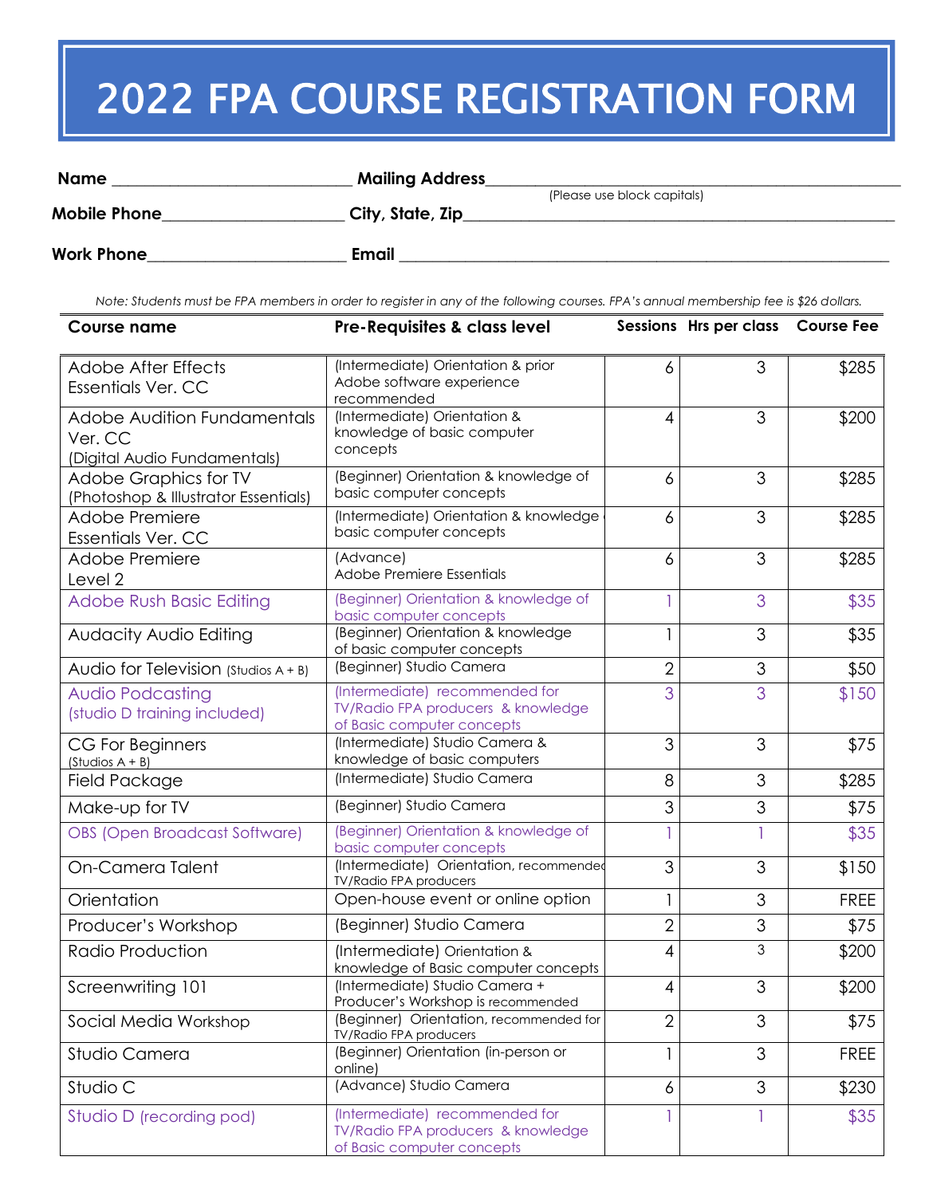# 2022 FPA COURSE REGISTRATION FORM

**Name** ____________________________ **Mailing Address**______________________________________________
(Please use block capitals)

**Mobile Phone**____________________ **City, State, Zip**_______________________________________________

**Work Phone**______________________ **Email** ____________________________________________________

*Note: Students must be FPA members in order to register in any of the following courses. FPA's annual membership fee is $26 dollars.*

| Course name | Pre-Requisites & class level | Sessions | Hrs per class | Course Fee |
|---|---|---|---|---|
| Adobe After Effects Essentials Ver. CC | (Intermediate) Orientation & prior Adobe software experience recommended | 6 | 3 | $285 |
| Adobe Audition Fundamentals Ver. CC (Digital Audio Fundamentals) | (Intermediate) Orientation & knowledge of basic computer concepts | 4 | 3 | $200 |
| Adobe Graphics for TV (Photoshop & Illustrator Essentials) | (Beginner) Orientation & knowledge of basic computer concepts | 6 | 3 | $285 |
| Adobe Premiere Essentials Ver. CC | (Intermediate) Orientation & knowledge basic computer concepts | 6 | 3 | $285 |
| Adobe Premiere Level 2 | (Advance) Adobe Premiere Essentials | 6 | 3 | $285 |
| Adobe Rush Basic Editing | (Beginner) Orientation & knowledge of basic computer concepts | 1 | 3 | $35 |
| Audacity Audio Editing | (Beginner) Orientation & knowledge of basic computer concepts | 1 | 3 | $35 |
| Audio for Television (Studios A + B) | (Beginner) Studio Camera | 2 | 3 | $50 |
| Audio Podcasting (studio D training included) | (Intermediate) recommended for TV/Radio FPA producers & knowledge of Basic computer concepts | 3 | 3 | $150 |
| CG For Beginners (Studios A + B) | (Intermediate) Studio Camera & knowledge of basic computers | 3 | 3 | $75 |
| Field Package | (Intermediate) Studio Camera | 8 | 3 | $285 |
| Make-up for TV | (Beginner) Studio Camera | 3 | 3 | $75 |
| OBS (Open Broadcast Software) | (Beginner) Orientation & knowledge of basic computer concepts | 1 | 1 | $35 |
| On-Camera Talent | (Intermediate) Orientation, recommended TV/Radio FPA producers | 3 | 3 | $150 |
| Orientation | Open-house event or online option | 1 | 3 | FREE |
| Producer's Workshop | (Beginner) Studio Camera | 2 | 3 | $75 |
| Radio Production | (Intermediate) Orientation & knowledge of Basic computer concepts | 4 | 3 | $200 |
| Screenwriting 101 | (Intermediate) Studio Camera + Producer's Workshop is recommended | 4 | 3 | $200 |
| Social Media Workshop | (Beginner) Orientation, recommended for TV/Radio FPA producers | 2 | 3 | $75 |
| Studio Camera | (Beginner) Orientation (in-person or online) | 1 | 3 | FREE |
| Studio C | (Advance) Studio Camera | 6 | 3 | $230 |
| Studio D (recording pod) | (Intermediate) recommended for TV/Radio FPA producers & knowledge of Basic computer concepts | 1 | 1 | $35 |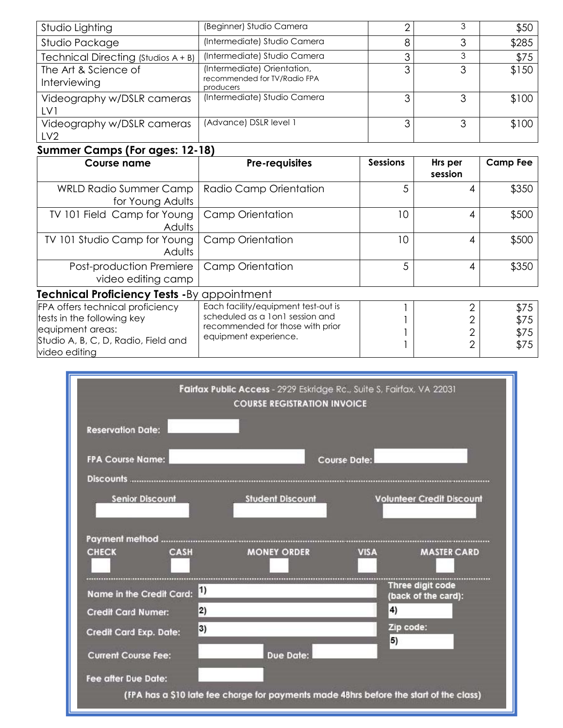| | | | | |
|---|---|---|---|---|
| Studio Lighting | (Beginner) Studio Camera | 2 | 3 | $50 |
| Studio Package | (Intermediate) Studio Camera | 8 | 3 | $285 |
| Technical Directing (Studios A + B) | (Intermediate) Studio Camera | 3 | 3 | $75 |
| The Art & Science of Interviewing | (Intermediate) Orientation, recommended for TV/Radio FPA producers | 3 | 3 | $150 |
| Videography w/DSLR cameras LV1 | (Intermediate) Studio Camera | 3 | 3 | $100 |
| Videography w/DSLR cameras LV2 | (Advance) DSLR level 1 | 3 | 3 | $100 |

**Summer Camps (For ages: 12-18)**

| Course name | Pre-requisites | Sessions | Hrs per session | Camp Fee |
|---|---|---|---|---|
| WRLD Radio Summer Camp for Young Adults | Radio Camp Orientation | 5 | 4 | $350 |
| TV 101 Field Camp for Young Adults | Camp Orientation | 10 | 4 | $500 |
| TV 101 Studio Camp for Young Adults | Camp Orientation | 10 | 4 | $500 |
| Post-production Premiere video editing camp | Camp Orientation | 5 | 4 | $350 |

**Technical Proficiency Tests -** By appointment

| | | | | |
|---|---|---|---|---|
| FPA offers technical proficiency tests in the following key equipment areas: Studio A, B, C, D, Radio, Field and video editing | Each facility/equipment test-out is scheduled as a 1on1 session and recommended for those with prior equipment experience. | 1<br>1<br>1<br>1 | 2<br>2<br>2<br>2 | $75<br>$75<br>$75<br>$75 |

**Fairfax Public Access** - 2929 Eskridge Rd., Suite S, Fairfax, VA 22031

**COURSE REGISTRATION INVOICE**

**Reservation Date:**

**FPA Course Name:** **Course Date:**

**Discounts**

**Senior Discount** **Student Discount** **Volunteer Credit Discount**

**Payment method**

**CHECK** **CASH** **MONEY ORDER** **VISA** **MASTER CARD**

**Name in the Credit Card:** 1)

**Credit Card Numer:** 2)

**Credit Card Exp. Date:** 3)

**Three digit code (back of the card):** 4)

**Zip code:** 5)

**Current Course Fee:** **Due Date:**

**Fee after Due Date:**

**(FPA has a $10 late fee charge for payments made 48hrs before the start of the class)**